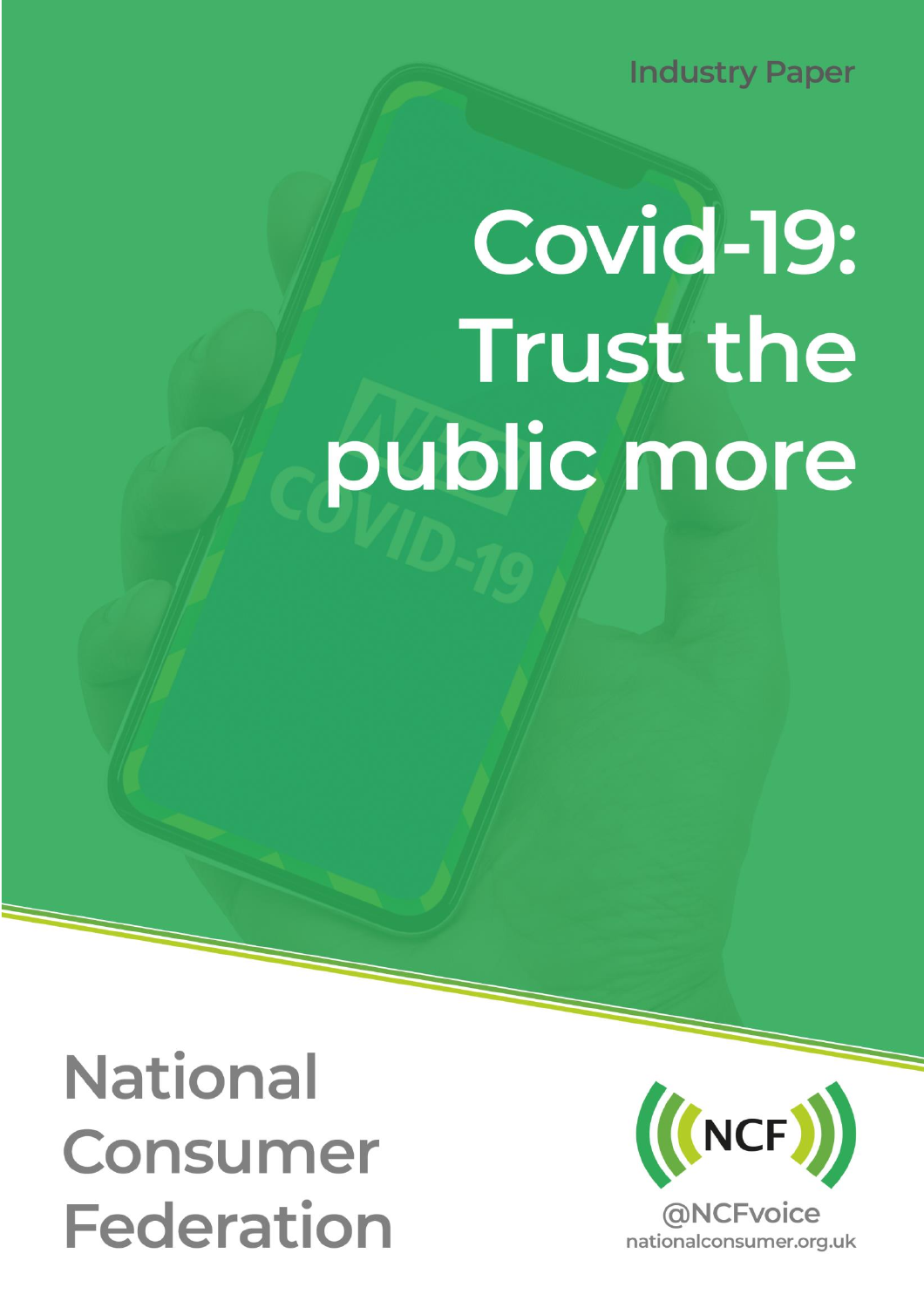Industry Paper

# Covid-19: Trust the public more

National Consumer Federation

@NCFvoice
nationalconsumer.org.uk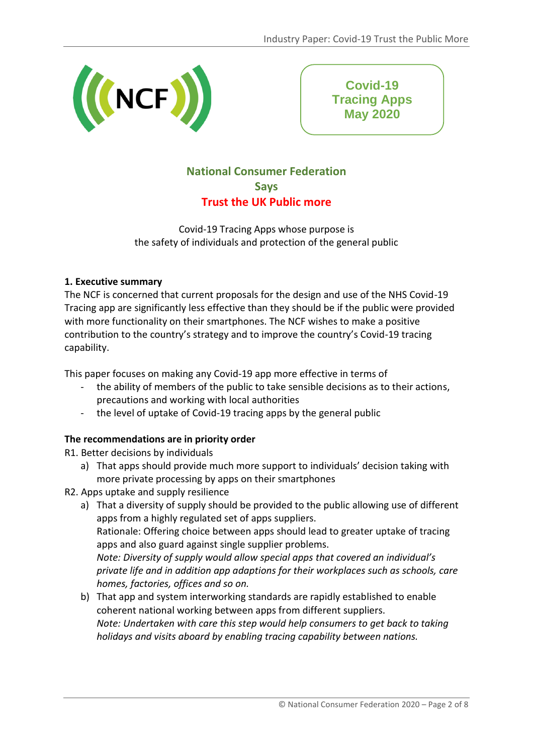Covid-19
Tracing Apps
May 2020

**National Consumer Federation**
**Says**
**Trust the UK Public more**

Covid-19 Tracing Apps whose purpose is
the safety of individuals and protection of the general public

### 1. Executive summary

The NCF is concerned that current proposals for the design and use of the NHS Covid-19 Tracing app are significantly less effective than they should be if the public were provided with more functionality on their smartphones. The NCF wishes to make a positive contribution to the country's strategy and to improve the country's Covid-19 tracing capability.

This paper focuses on making any Covid-19 app more effective in terms of

- the ability of members of the public to take sensible decisions as to their actions, precautions and working with local authorities
- the level of uptake of Covid-19 tracing apps by the general public

**The recommendations are in priority order**

R1. Better decisions by individuals

a) That apps should provide much more support to individuals' decision taking with more private processing by apps on their smartphones

R2. Apps uptake and supply resilience

a) That a diversity of supply should be provided to the public allowing use of different apps from a highly regulated set of apps suppliers.
Rationale: Offering choice between apps should lead to greater uptake of tracing apps and also guard against single supplier problems.
*Note: Diversity of supply would allow special apps that covered an individual's private life and in addition app adaptions for their workplaces such as schools, care homes, factories, offices and so on.*

b) That app and system interworking standards are rapidly established to enable coherent national working between apps from different suppliers.
*Note: Undertaken with care this step would help consumers to get back to taking holidays and visits aboad by enabling tracing capability between nations.*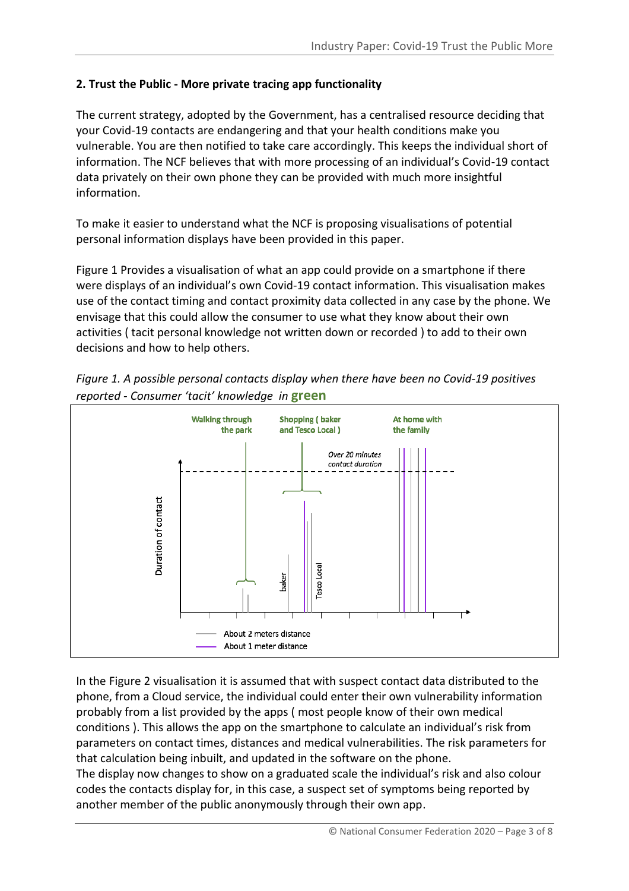**2. Trust the Public - More private tracing app functionality**

The current strategy, adopted by the Government, has a centralised resource deciding that your Covid-19 contacts are endangering and that your health conditions make you vulnerable. You are then notified to take care accordingly. This keeps the individual short of information. The NCF believes that with more processing of an individual's Covid-19 contact data privately on their own phone they can be provided with much more insightful information.

To make it easier to understand what the NCF is proposing visualisations of potential personal information displays have been provided in this paper.

Figure 1 Provides a visualisation of what an app could provide on a smartphone if there were displays of an individual's own Covid-19 contact information. This visualisation makes use of the contact timing and contact proximity data collected in any case by the phone. We envisage that this could allow the consumer to use what they know about their own activities ( tacit personal knowledge not written down or recorded ) to add to their own decisions and how to help others.

*Figure 1. A possible personal contacts display when there have been no Covid-19 positives reported - Consumer 'tacit' knowledge in* **green**

Walking through the park

Shopping ( baker and Tesco Local )

At home with the family

*Over 20 minutes contact duration*

Duration of contact

baker

Tesco Local

About 2 meters distance

About 1 meter distance

In the Figure 2 visualisation it is assumed that with suspect contact data distributed to the phone, from a Cloud service, the individual could enter their own vulnerability information probably from a list provided by the apps ( most people know of their own medical conditions ). This allows the app on the smartphone to calculate an individual's risk from parameters on contact times, distances and medical vulnerabilities. The risk parameters for that calculation being inbuilt, and updated in the software on the phone.
The display now changes to show on a graduated scale the individual's risk and also colour codes the contacts display for, in this case, a suspect set of symptoms being reported by another member of the public anonymously through their own app.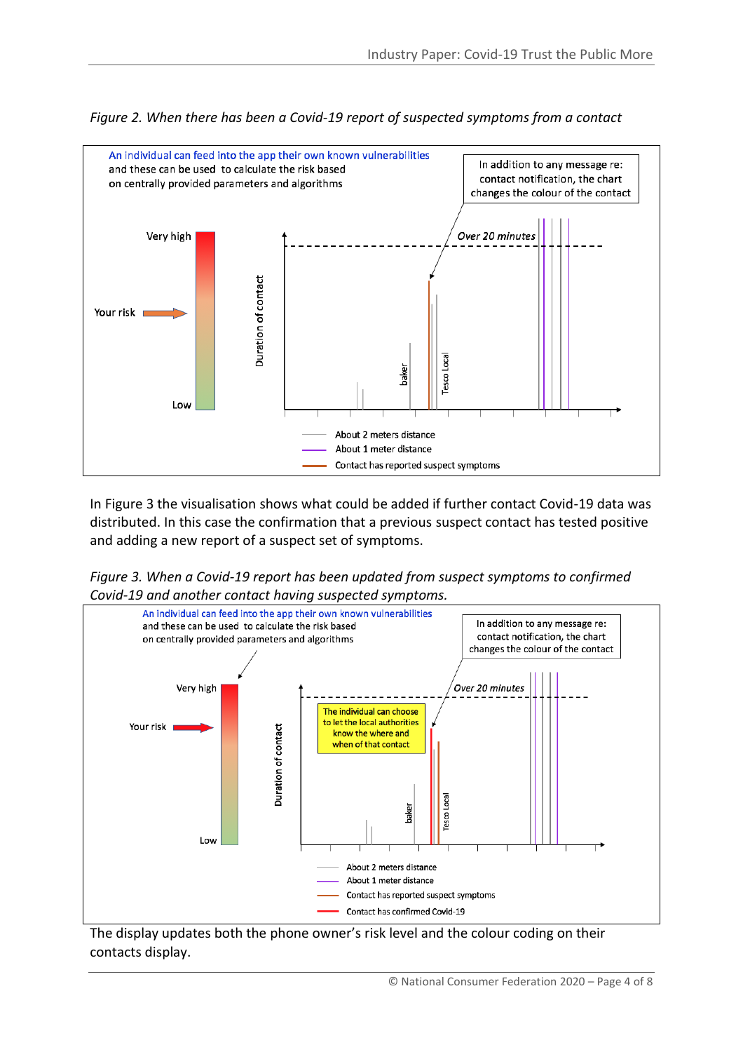*Figure 2. When there has been a Covid-19 report of suspected symptoms from a contact*

An individual can feed into the app their own known vulnerabilities and these can be used to calculate the risk based on centrally provided parameters and algorithms

In addition to any message re: contact notification, the chart changes the colour of the contact

Very high

Your risk

Low

Duration of contact

Over 20 minutes

baker

Tesco Local

About 2 meters distance

About 1 meter distance

Contact has reported suspect symptoms

In Figure 3 the visualisation shows what could be added if further contact Covid-19 data was distributed. In this case the confirmation that a previous suspect contact has tested positive and adding a new report of a suspect set of symptoms.

*Figure 3. When a Covid-19 report has been updated from suspect symptoms to confirmed Covid-19 and another contact having suspected symptoms.*

An individual can feed into the app their own known vulnerabilities and these can be used to calculate the risk based on centrally provided parameters and algorithms

In addition to any message re: contact notification, the chart changes the colour of the contact

Very high

Your risk

Low

Duration of contact

Over 20 minutes

The individual can choose to let the local authorities know the where and when of that contact

baker

Tesco Local

About 2 meters distance

About 1 meter distance

Contact has reported suspect symptoms

Contact has confirmed Covid-19

The display updates both the phone owner's risk level and the colour coding on their contacts display.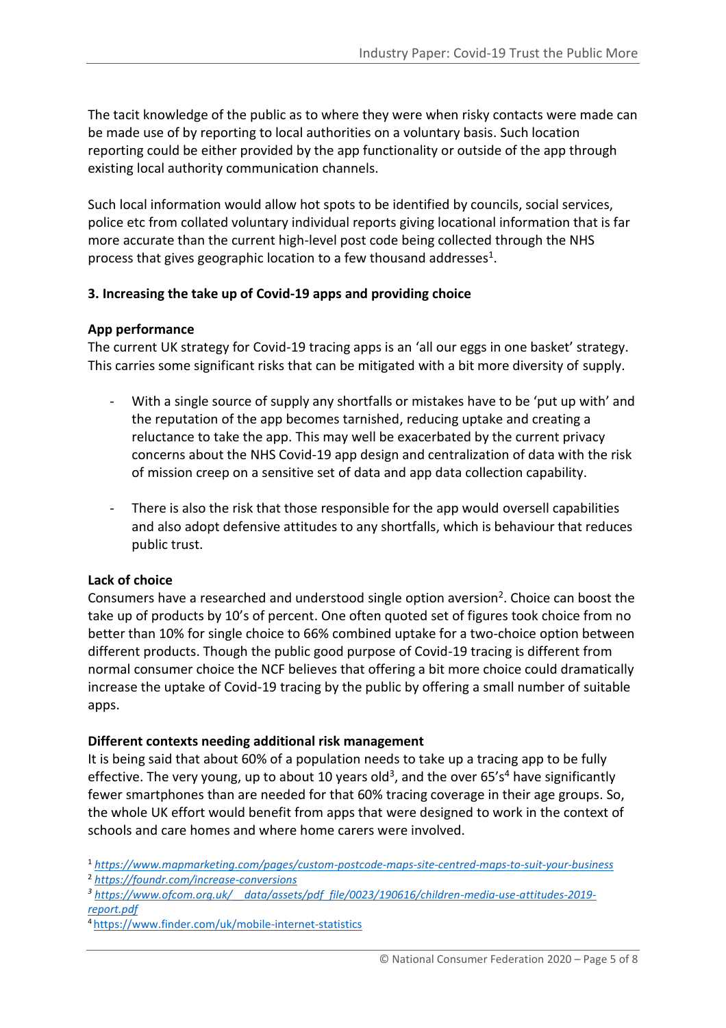The tacit knowledge of the public as to where they were when risky contacts were made can be made use of by reporting to local authorities on a voluntary basis. Such location reporting could be either provided by the app functionality or outside of the app through existing local authority communication channels.

Such local information would allow hot spots to be identified by councils, social services, police etc from collated voluntary individual reports giving locational information that is far more accurate than the current high-level post code being collected through the NHS process that gives geographic location to a few thousand addresses[1].

### 3. Increasing the take up of Covid-19 apps and providing choice

**App performance**

The current UK strategy for Covid-19 tracing apps is an 'all our eggs in one basket' strategy. This carries some significant risks that can be mitigated with a bit more diversity of supply.

- With a single source of supply any shortfalls or mistakes have to be 'put up with' and the reputation of the app becomes tarnished, reducing uptake and creating a reluctance to take the app. This may well be exacerbated by the current privacy concerns about the NHS Covid-19 app design and centralization of data with the risk of mission creep on a sensitive set of data and app data collection capability.

- There is also the risk that those responsible for the app would oversell capabilities and also adopt defensive attitudes to any shortfalls, which is behaviour that reduces public trust.

**Lack of choice**

Consumers have a researched and understood single option aversion[2]. Choice can boost the take up of products by 10's of percent. One often quoted set of figures took choice from no better than 10% for single choice to 66% combined uptake for a two-choice option between different products. Though the public good purpose of Covid-19 tracing is different from normal consumer choice the NCF believes that offering a bit more choice could dramatically increase the uptake of Covid-19 tracing by the public by offering a small number of suitable apps.

**Different contexts needing additional risk management**

It is being said that about 60% of a population needs to take up a tracing app to be fully effective. The very young, up to about 10 years old[3], and the over 65's[4] have significantly fewer smartphones than are needed for that 60% tracing coverage in their age groups. So, the whole UK effort would benefit from apps that were designed to work in the context of schools and care homes and where home carers were involved.

[1] *https://www.mapmarketing.com/pages/custom-postcode-maps-site-centred-maps-to-suit-your-business*

[2] *https://foundr.com/increase-conversions*

[3] *https://www.ofcom.org.uk/__data/assets/pdf_file/0023/190616/children-media-use-attitudes-2019-report.pdf*

[4] https://www.finder.com/uk/mobile-internet-statistics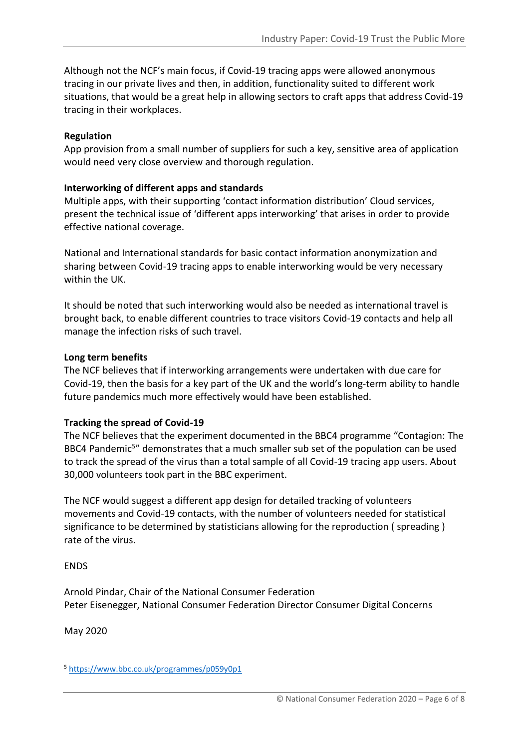Although not the NCF's main focus, if Covid-19 tracing apps were allowed anonymous tracing in our private lives and then, in addition, functionality suited to different work situations, that would be a great help in allowing sectors to craft apps that address Covid-19 tracing in their workplaces.

**Regulation**

App provision from a small number of suppliers for such a key, sensitive area of application would need very close overview and thorough regulation.

**Interworking of different apps and standards**

Multiple apps, with their supporting 'contact information distribution' Cloud services, present the technical issue of 'different apps interworking' that arises in order to provide effective national coverage.

National and International standards for basic contact information anonymization and sharing between Covid-19 tracing apps to enable interworking would be very necessary within the UK.

It should be noted that such interworking would also be needed as international travel is brought back, to enable different countries to trace visitors Covid-19 contacts and help all manage the infection risks of such travel.

**Long term benefits**

The NCF believes that if interworking arrangements were undertaken with due care for Covid-19, then the basis for a key part of the UK and the world's long-term ability to handle future pandemics much more effectively would have been established.

**Tracking the spread of Covid-19**

The NCF believes that the experiment documented in the BBC4 programme "Contagion: The BBC4 Pandemic[5]" demonstrates that a much smaller sub set of the population can be used to track the spread of the virus than a total sample of all Covid-19 tracing app users. About 30,000 volunteers took part in the BBC experiment.

The NCF would suggest a different app design for detailed tracking of volunteers movements and Covid-19 contacts, with the number of volunteers needed for statistical significance to be determined by statisticians allowing for the reproduction ( spreading ) rate of the virus.

ENDS

Arnold Pindar, Chair of the National Consumer Federation
Peter Eisenegger, National Consumer Federation Director Consumer Digital Concerns

May 2020

[5] https://www.bbc.co.uk/programmes/p059y0p1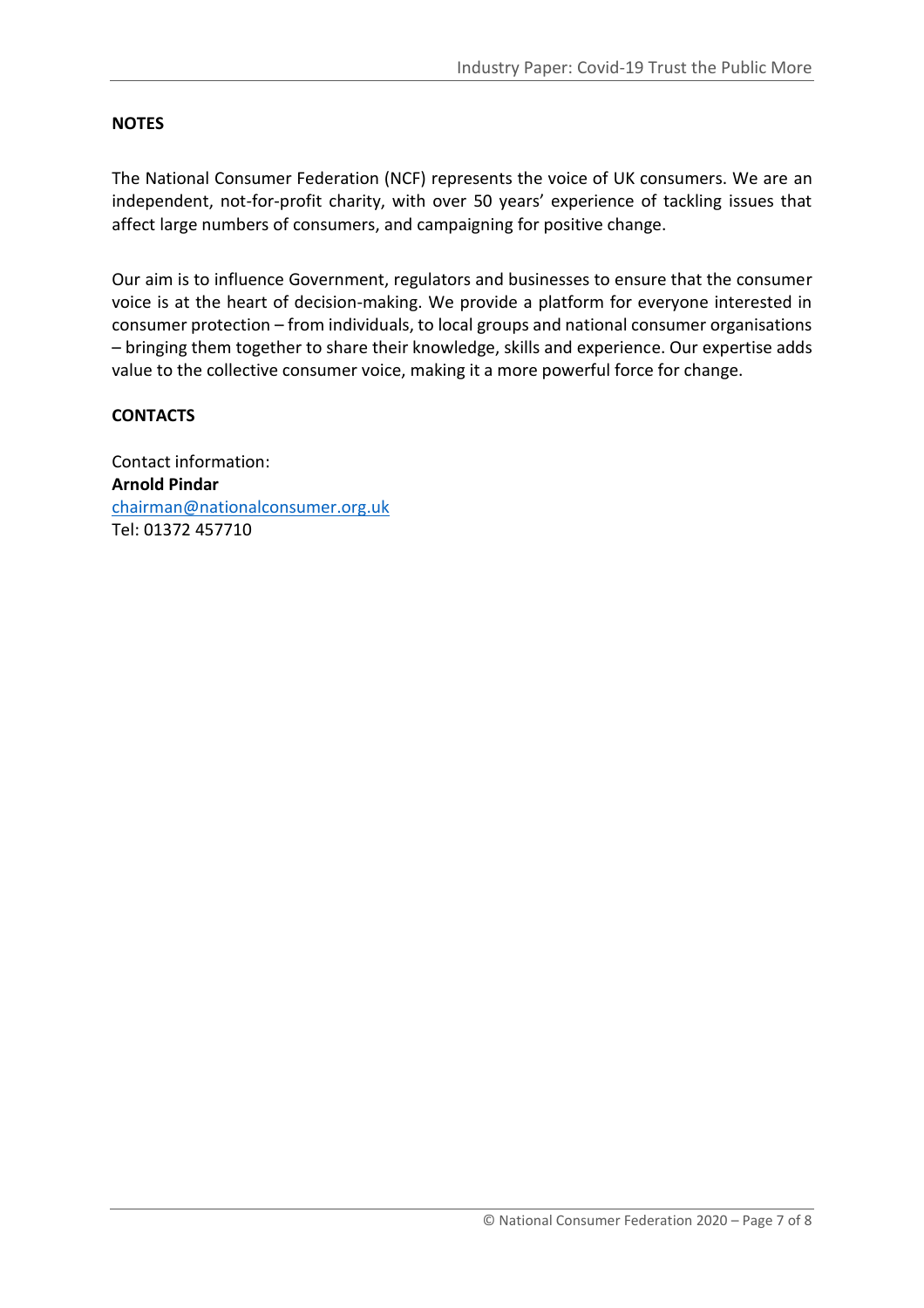**NOTES**

The National Consumer Federation (NCF) represents the voice of UK consumers. We are an independent, not-for-profit charity, with over 50 years' experience of tackling issues that affect large numbers of consumers, and campaigning for positive change.

Our aim is to influence Government, regulators and businesses to ensure that the consumer voice is at the heart of decision-making. We provide a platform for everyone interested in consumer protection – from individuals, to local groups and national consumer organisations – bringing them together to share their knowledge, skills and experience. Our expertise adds value to the collective consumer voice, making it a more powerful force for change.

**CONTACTS**

Contact information:
**Arnold Pindar**
chairman@nationalconsumer.org.uk
Tel: 01372 457710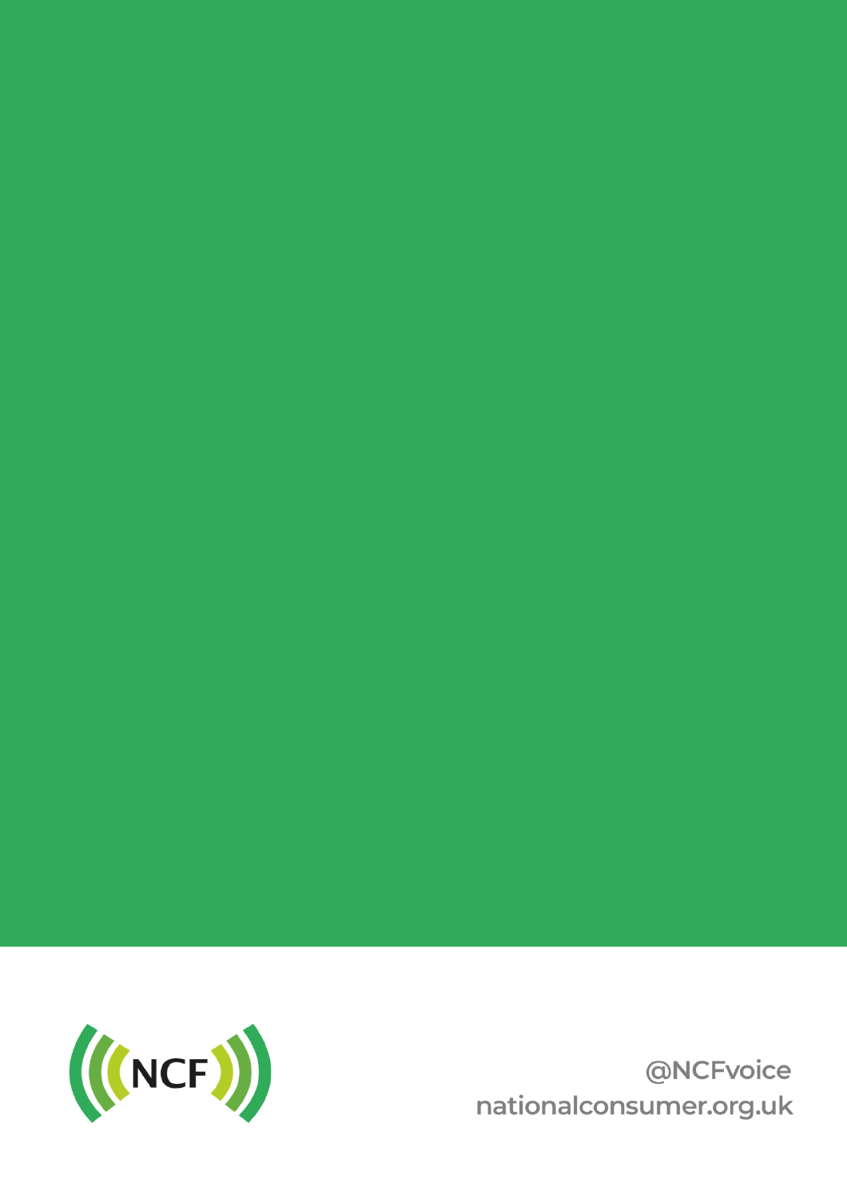NCF

@NCFvoice
nationalconsumer.org.uk